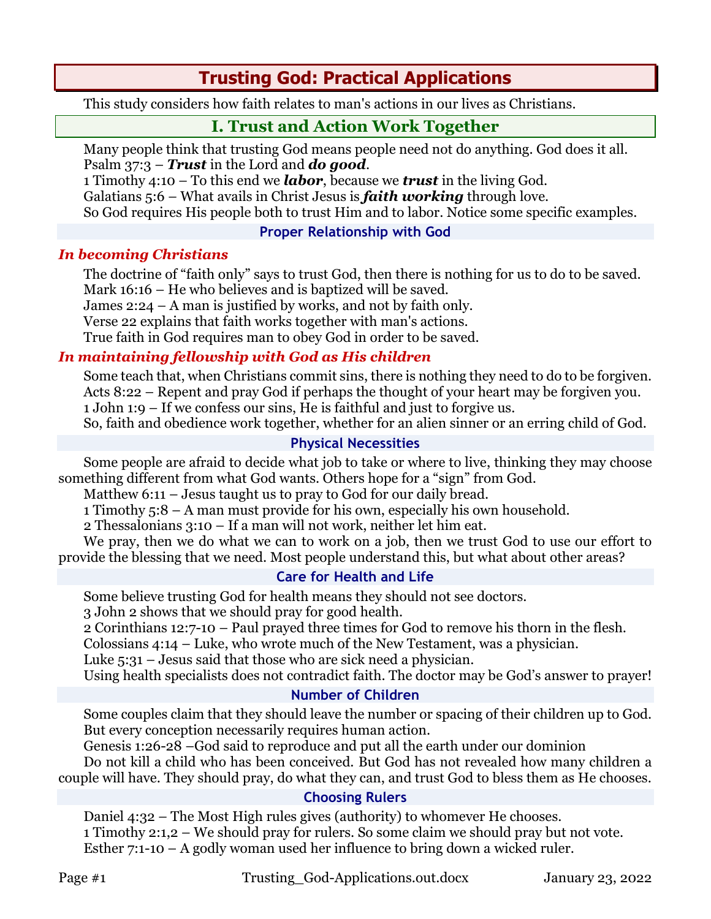# Trusting God: Practical Applications

This study considers how faith relates to man's actions in our lives as Christians.

## I. Trust and Action Work Together

Many people think that trusting God means people need not do anything. God does it all.
Psalm 37:3 – ***Trust*** in the Lord and ***do good***.
1 Timothy 4:10 – To this end we ***labor***, because we ***trust*** in the living God.
Galatians 5:6 – What avails in Christ Jesus is ***faith working*** through love.
So God requires His people both to trust Him and to labor. Notice some specific examples.

### Proper Relationship with God

#### *In becoming Christians*

The doctrine of "faith only" says to trust God, then there is nothing for us to do to be saved.
Mark 16:16 – He who believes and is baptized will be saved.
James 2:24 – A man is justified by works, and not by faith only.
Verse 22 explains that faith works together with man's actions.
True faith in God requires man to obey God in order to be saved.

#### *In maintaining fellowship with God as His children*

Some teach that, when Christians commit sins, there is nothing they need to do to be forgiven.
Acts 8:22 – Repent and pray God if perhaps the thought of your heart may be forgiven you.
1 John 1:9 – If we confess our sins, He is faithful and just to forgive us.
So, faith and obedience work together, whether for an alien sinner or an erring child of God.

### Physical Necessities

Some people are afraid to decide what job to take or where to live, thinking they may choose something different from what God wants. Others hope for a "sign" from God.
Matthew 6:11 – Jesus taught us to pray to God for our daily bread.
1 Timothy 5:8 – A man must provide for his own, especially his own household.
2 Thessalonians 3:10 – If a man will not work, neither let him eat.
We pray, then we do what we can to work on a job, then we trust God to use our effort to provide the blessing that we need. Most people understand this, but what about other areas?

### Care for Health and Life

Some believe trusting God for health means they should not see doctors.
3 John 2 shows that we should pray for good health.
2 Corinthians 12:7-10 – Paul prayed three times for God to remove his thorn in the flesh.
Colossians 4:14 – Luke, who wrote much of the New Testament, was a physician.
Luke 5:31 – Jesus said that those who are sick need a physician.
Using health specialists does not contradict faith. The doctor may be God's answer to prayer!

### Number of Children

Some couples claim that they should leave the number or spacing of their children up to God. But every conception necessarily requires human action.
Genesis 1:26-28 –God said to reproduce and put all the earth under our dominion
Do not kill a child who has been conceived. But God has not revealed how many children a couple will have. They should pray, do what they can, and trust God to bless them as He chooses.

### Choosing Rulers

Daniel 4:32 – The Most High rules gives (authority) to whomever He chooses.
1 Timothy 2:1,2 – We should pray for rulers. So some claim we should pray but not vote.
Esther 7:1-10 – A godly woman used her influence to bring down a wicked ruler.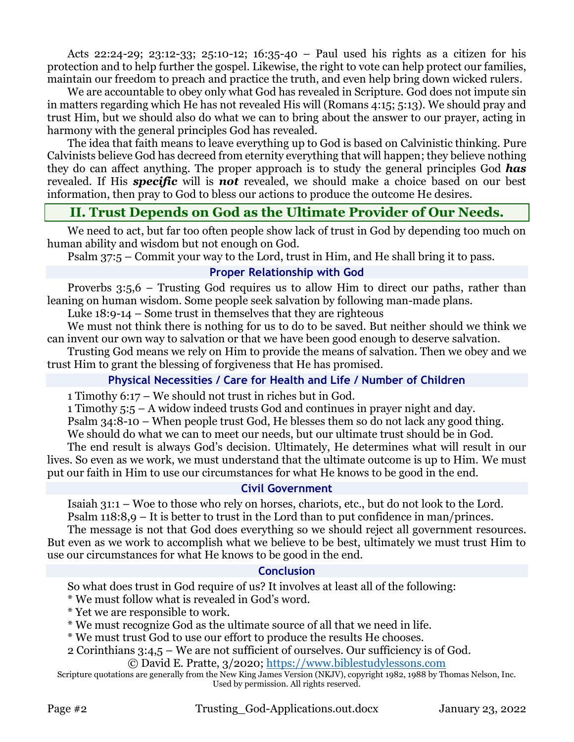Acts 22:24-29; 23:12-33; 25:10-12; 16:35-40 – Paul used his rights as a citizen for his protection and to help further the gospel. Likewise, the right to vote can help protect our families, maintain our freedom to preach and practice the truth, and even help bring down wicked rulers.

We are accountable to obey only what God has revealed in Scripture. God does not impute sin in matters regarding which He has not revealed His will (Romans 4:15; 5:13). We should pray and trust Him, but we should also do what we can to bring about the answer to our prayer, acting in harmony with the general principles God has revealed.

The idea that faith means to leave everything up to God is based on Calvinistic thinking. Pure Calvinists believe God has decreed from eternity everything that will happen; they believe nothing they do can affect anything. The proper approach is to study the general principles God ***has*** revealed. If His ***specific*** will is ***not*** revealed, we should make a choice based on our best information, then pray to God to bless our actions to produce the outcome He desires.

## II. Trust Depends on God as the Ultimate Provider of Our Needs.

We need to act, but far too often people show lack of trust in God by depending too much on human ability and wisdom but not enough on God.

Psalm 37:5 – Commit your way to the Lord, trust in Him, and He shall bring it to pass.

### Proper Relationship with God

Proverbs 3:5,6 – Trusting God requires us to allow Him to direct our paths, rather than leaning on human wisdom. Some people seek salvation by following man-made plans.

Luke 18:9-14 – Some trust in themselves that they are righteous

We must not think there is nothing for us to do to be saved. But neither should we think we can invent our own way to salvation or that we have been good enough to deserve salvation.

Trusting God means we rely on Him to provide the means of salvation. Then we obey and we trust Him to grant the blessing of forgiveness that He has promised.

### Physical Necessities / Care for Health and Life / Number of Children

1 Timothy 6:17 – We should not trust in riches but in God.

1 Timothy 5:5 – A widow indeed trusts God and continues in prayer night and day.

Psalm 34:8-10 – When people trust God, He blesses them so do not lack any good thing.

We should do what we can to meet our needs, but our ultimate trust should be in God.

The end result is always God's decision. Ultimately, He determines what will result in our lives. So even as we work, we must understand that the ultimate outcome is up to Him. We must put our faith in Him to use our circumstances for what He knows to be good in the end.

### Civil Government

Isaiah 31:1 – Woe to those who rely on horses, chariots, etc., but do not look to the Lord.

Psalm 118:8,9 – It is better to trust in the Lord than to put confidence in man/princes.

The message is not that God does everything so we should reject all government resources. But even as we work to accomplish what we believe to be best, ultimately we must trust Him to use our circumstances for what He knows to be good in the end.

### Conclusion

So what does trust in God require of us? It involves at least all of the following:

* We must follow what is revealed in God's word.
* Yet we are responsible to work.
* We must recognize God as the ultimate source of all that we need in life.
* We must trust God to use our effort to produce the results He chooses.

2 Corinthians 3:4,5 – We are not sufficient of ourselves. Our sufficiency is of God.

© David E. Pratte, 3/2020; https://www.biblestudylessons.com

Scripture quotations are generally from the New King James Version (NKJV), copyright 1982, 1988 by Thomas Nelson, Inc. Used by permission. All rights reserved.